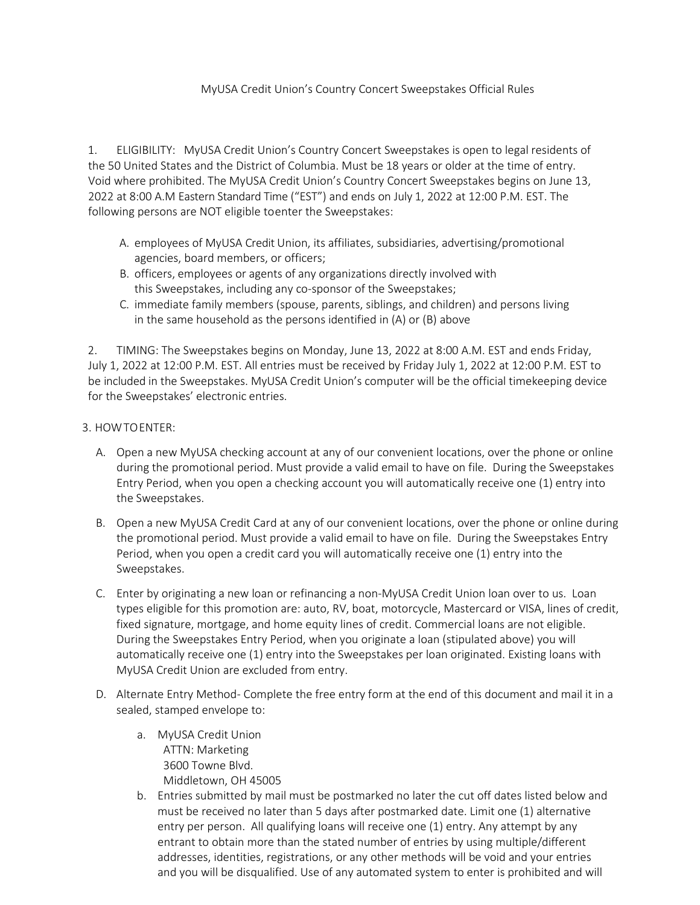# MyUSA Credit Union's Country Concert Sweepstakes Official Rules

1. ELIGIBILITY: MyUSA Credit Union's Country Concert Sweepstakes is open to legal residents of the 50 United States and the District of Columbia. Must be 18 years or older at the time of entry. Void where prohibited. The MyUSA Credit Union's Country Concert Sweepstakes begins on June 13, 2022 at 8:00 A.M Eastern Standard Time ("EST") and ends on July 1, 2022 at 12:00 P.M. EST. The following persons are NOT eligible toenter the Sweepstakes:

   A. employees of MyUSA Credit Union, its affiliates, subsidiaries, advertising/promotional agencies, board members, or officers;
   B. officers, employees or agents of any organizations directly involved with this Sweepstakes, including any co-sponsor of the Sweepstakes;
   C. immediate family members (spouse, parents, siblings, and children) and persons living in the same household as the persons identified in (A) or (B) above

2. TIMING: The Sweepstakes begins on Monday, June 13, 2022 at 8:00 A.M. EST and ends Friday, July 1, 2022 at 12:00 P.M. EST. All entries must be received by Friday July 1, 2022 at 12:00 P.M. EST to be included in the Sweepstakes. MyUSA Credit Union's computer will be the official timekeeping device for the Sweepstakes' electronic entries.

3. HOW TO ENTER:

   A. Open a new MyUSA checking account at any of our convenient locations, over the phone or online during the promotional period. Must provide a valid email to have on file. During the Sweepstakes Entry Period, when you open a checking account you will automatically receive one (1) entry into the Sweepstakes.

   B. Open a new MyUSA Credit Card at any of our convenient locations, over the phone or online during the promotional period. Must provide a valid email to have on file. During the Sweepstakes Entry Period, when you open a credit card you will automatically receive one (1) entry into the Sweepstakes.

   C. Enter by originating a new loan or refinancing a non-MyUSA Credit Union loan over to us. Loan types eligible for this promotion are: auto, RV, boat, motorcycle, Mastercard or VISA, lines of credit, fixed signature, mortgage, and home equity lines of credit. Commercial loans are not eligible. During the Sweepstakes Entry Period, when you originate a loan (stipulated above) you will automatically receive one (1) entry into the Sweepstakes per loan originated. Existing loans with MyUSA Credit Union are excluded from entry.

   D. Alternate Entry Method- Complete the free entry form at the end of this document and mail it in a sealed, stamped envelope to:

      a. MyUSA Credit Union
         ATTN: Marketing
         3600 Towne Blvd.
         Middletown, OH 45005

      b. Entries submitted by mail must be postmarked no later the cut off dates listed below and must be received no later than 5 days after postmarked date. Limit one (1) alternative entry per person. All qualifying loans will receive one (1) entry. Any attempt by any entrant to obtain more than the stated number of entries by using multiple/different addresses, identities, registrations, or any other methods will be void and your entries and you will be disqualified. Use of any automated system to enter is prohibited and will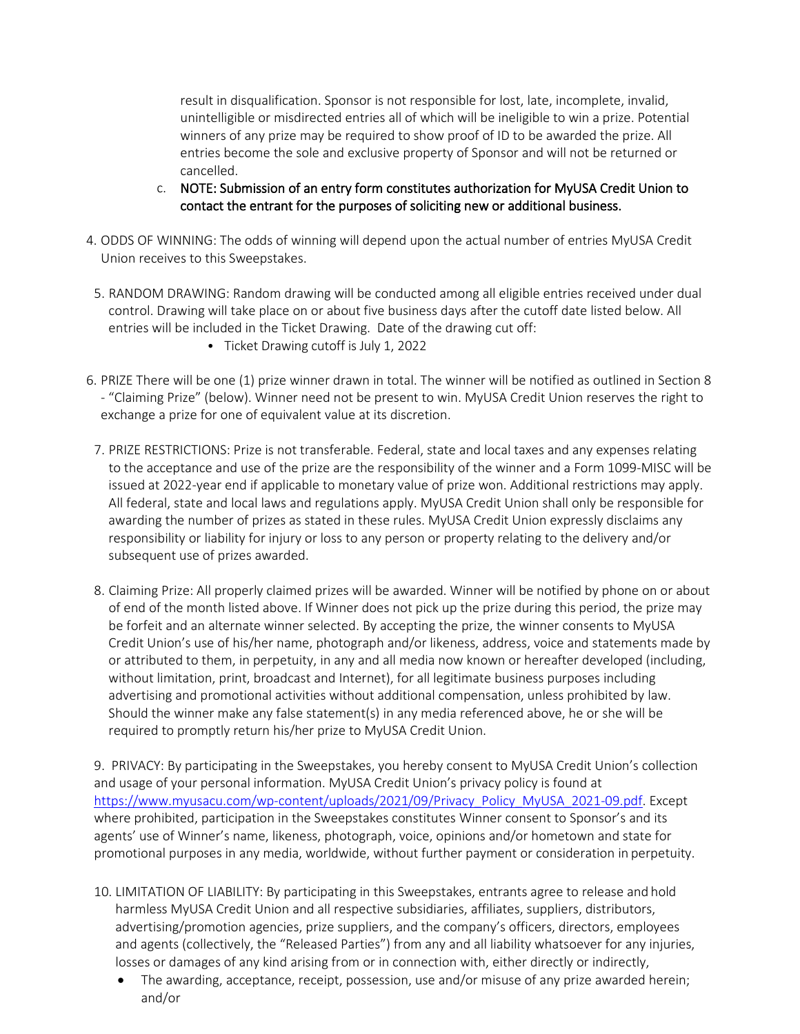result in disqualification. Sponsor is not responsible for lost, late, incomplete, invalid, unintelligible or misdirected entries all of which will be ineligible to win a prize. Potential winners of any prize may be required to show proof of ID to be awarded the prize. All entries become the sole and exclusive property of Sponsor and will not be returned or cancelled.

c. NOTE: Submission of an entry form constitutes authorization for MyUSA Credit Union to contact the entrant for the purposes of soliciting new or additional business.

4. ODDS OF WINNING: The odds of winning will depend upon the actual number of entries MyUSA Credit Union receives to this Sweepstakes.

5. RANDOM DRAWING: Random drawing will be conducted among all eligible entries received under dual control. Drawing will take place on or about five business days after the cutoff date listed below. All entries will be included in the Ticket Drawing. Date of the drawing cut off:
   - Ticket Drawing cutoff is July 1, 2022

6. PRIZE There will be one (1) prize winner drawn in total. The winner will be notified as outlined in Section 8 - "Claiming Prize" (below). Winner need not be present to win. MyUSA Credit Union reserves the right to exchange a prize for one of equivalent value at its discretion.

7. PRIZE RESTRICTIONS: Prize is not transferable. Federal, state and local taxes and any expenses relating to the acceptance and use of the prize are the responsibility of the winner and a Form 1099-MISC will be issued at 2022-year end if applicable to monetary value of prize won. Additional restrictions may apply. All federal, state and local laws and regulations apply. MyUSA Credit Union shall only be responsible for awarding the number of prizes as stated in these rules. MyUSA Credit Union expressly disclaims any responsibility or liability for injury or loss to any person or property relating to the delivery and/or subsequent use of prizes awarded.

8. Claiming Prize: All properly claimed prizes will be awarded. Winner will be notified by phone on or about of end of the month listed above. If Winner does not pick up the prize during this period, the prize may be forfeit and an alternate winner selected. By accepting the prize, the winner consents to MyUSA Credit Union's use of his/her name, photograph and/or likeness, address, voice and statements made by or attributed to them, in perpetuity, in any and all media now known or hereafter developed (including, without limitation, print, broadcast and Internet), for all legitimate business purposes including advertising and promotional activities without additional compensation, unless prohibited by law. Should the winner make any false statement(s) in any media referenced above, he or she will be required to promptly return his/her prize to MyUSA Credit Union.

9. PRIVACY: By participating in the Sweepstakes, you hereby consent to MyUSA Credit Union's collection and usage of your personal information. MyUSA Credit Union's privacy policy is found at https://www.myusacu.com/wp-content/uploads/2021/09/Privacy_Policy_MyUSA_2021-09.pdf. Except where prohibited, participation in the Sweepstakes constitutes Winner consent to Sponsor's and its agents' use of Winner's name, likeness, photograph, voice, opinions and/or hometown and state for promotional purposes in any media, worldwide, without further payment or consideration in perpetuity.

10. LIMITATION OF LIABILITY: By participating in this Sweepstakes, entrants agree to release and hold harmless MyUSA Credit Union and all respective subsidiaries, affiliates, suppliers, distributors, advertising/promotion agencies, prize suppliers, and the company's officers, directors, employees and agents (collectively, the "Released Parties") from any and all liability whatsoever for any injuries, losses or damages of any kind arising from or in connection with, either directly or indirectly,
    - The awarding, acceptance, receipt, possession, use and/or misuse of any prize awarded herein; and/or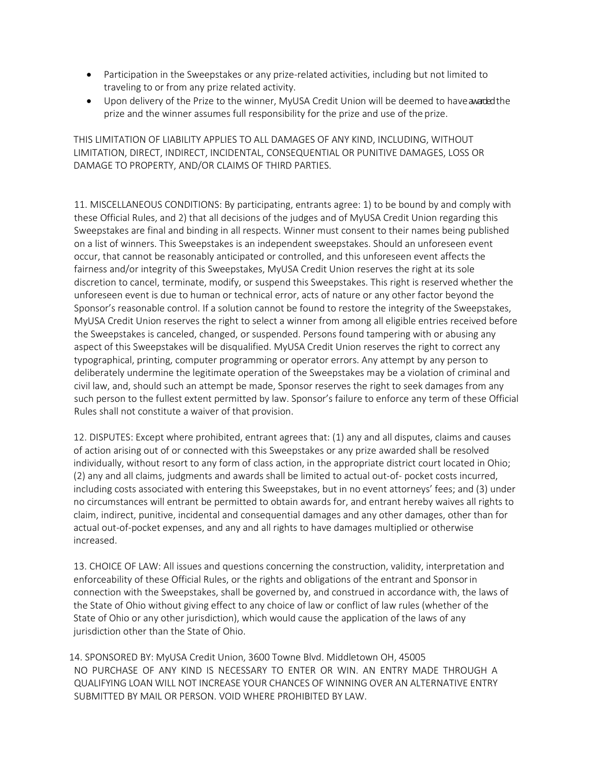- Participation in the Sweepstakes or any prize-related activities, including but not limited to traveling to or from any prize related activity.
- Upon delivery of the Prize to the winner, MyUSA Credit Union will be deemed to have awarded the prize and the winner assumes full responsibility for the prize and use of the prize.

THIS LIMITATION OF LIABILITY APPLIES TO ALL DAMAGES OF ANY KIND, INCLUDING, WITHOUT LIMITATION, DIRECT, INDIRECT, INCIDENTAL, CONSEQUENTIAL OR PUNITIVE DAMAGES, LOSS OR DAMAGE TO PROPERTY, AND/OR CLAIMS OF THIRD PARTIES.

11. MISCELLANEOUS CONDITIONS: By participating, entrants agree: 1) to be bound by and comply with these Official Rules, and 2) that all decisions of the judges and of MyUSA Credit Union regarding this Sweepstakes are final and binding in all respects. Winner must consent to their names being published on a list of winners. This Sweepstakes is an independent sweepstakes. Should an unforeseen event occur, that cannot be reasonably anticipated or controlled, and this unforeseen event affects the fairness and/or integrity of this Sweepstakes, MyUSA Credit Union reserves the right at its sole discretion to cancel, terminate, modify, or suspend this Sweepstakes. This right is reserved whether the unforeseen event is due to human or technical error, acts of nature or any other factor beyond the Sponsor's reasonable control. If a solution cannot be found to restore the integrity of the Sweepstakes, MyUSA Credit Union reserves the right to select a winner from among all eligible entries received before the Sweepstakes is canceled, changed, or suspended. Persons found tampering with or abusing any aspect of this Sweepstakes will be disqualified. MyUSA Credit Union reserves the right to correct any typographical, printing, computer programming or operator errors. Any attempt by any person to deliberately undermine the legitimate operation of the Sweepstakes may be a violation of criminal and civil law, and, should such an attempt be made, Sponsor reserves the right to seek damages from any such person to the fullest extent permitted by law. Sponsor's failure to enforce any term of these Official Rules shall not constitute a waiver of that provision.

12. DISPUTES: Except where prohibited, entrant agrees that: (1) any and all disputes, claims and causes of action arising out of or connected with this Sweepstakes or any prize awarded shall be resolved individually, without resort to any form of class action, in the appropriate district court located in Ohio; (2) any and all claims, judgments and awards shall be limited to actual out-of- pocket costs incurred, including costs associated with entering this Sweepstakes, but in no event attorneys' fees; and (3) under no circumstances will entrant be permitted to obtain awards for, and entrant hereby waives all rights to claim, indirect, punitive, incidental and consequential damages and any other damages, other than for actual out-of-pocket expenses, and any and all rights to have damages multiplied or otherwise increased.

13. CHOICE OF LAW: All issues and questions concerning the construction, validity, interpretation and enforceability of these Official Rules, or the rights and obligations of the entrant and Sponsor in connection with the Sweepstakes, shall be governed by, and construed in accordance with, the laws of the State of Ohio without giving effect to any choice of law or conflict of law rules (whether of the State of Ohio or any other jurisdiction), which would cause the application of the laws of any jurisdiction other than the State of Ohio.

14. SPONSORED BY: MyUSA Credit Union, 3600 Towne Blvd. Middletown OH, 45005
NO PURCHASE OF ANY KIND IS NECESSARY TO ENTER OR WIN. AN ENTRY MADE THROUGH A QUALIFYING LOAN WILL NOT INCREASE YOUR CHANCES OF WINNING OVER AN ALTERNATIVE ENTRY SUBMITTED BY MAIL OR PERSON. VOID WHERE PROHIBITED BY LAW.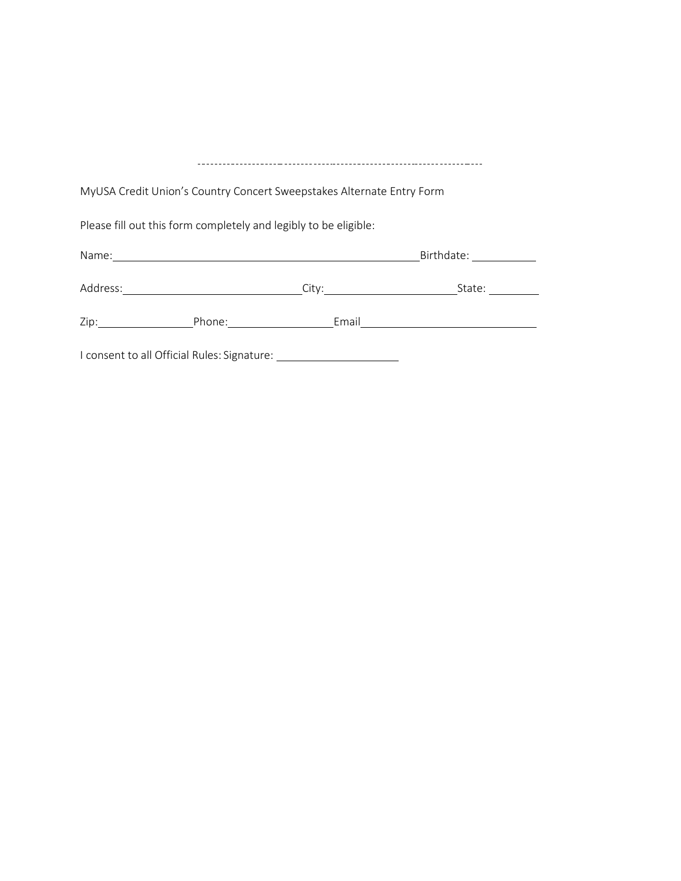---

MyUSA Credit Union's Country Concert Sweepstakes Alternate Entry Form

Please fill out this form completely and legibly to be eligible:

Name:\_\_\_\_\_\_\_\_\_\_\_\_\_\_\_\_\_\_\_\_\_\_\_\_\_\_\_\_\_\_\_\_\_\_\_\_\_\_\_\_\_\_\_\_\_\_\_\_ Birthdate: \_\_\_\_\_\_\_\_\_\_\_

Address:\_\_\_\_\_\_\_\_\_\_\_\_\_\_\_\_\_\_\_\_\_\_\_\_\_\_\_\_\_\_ City:\_\_\_\_\_\_\_\_\_\_\_\_\_\_\_\_\_\_\_\_\_\_ State: \_\_\_\_\_\_\_\_\_

Zip:\_\_\_\_\_\_\_\_\_\_\_\_\_\_\_\_ Phone:\_\_\_\_\_\_\_\_\_\_\_\_\_\_\_\_\_\_ Email\_\_\_\_\_\_\_\_\_\_\_\_\_\_\_\_\_\_\_\_\_\_\_\_\_\_\_\_\_\_

I consent to all Official Rules: Signature: \_\_\_\_\_\_\_\_\_\_\_\_\_\_\_\_\_\_\_\_\_